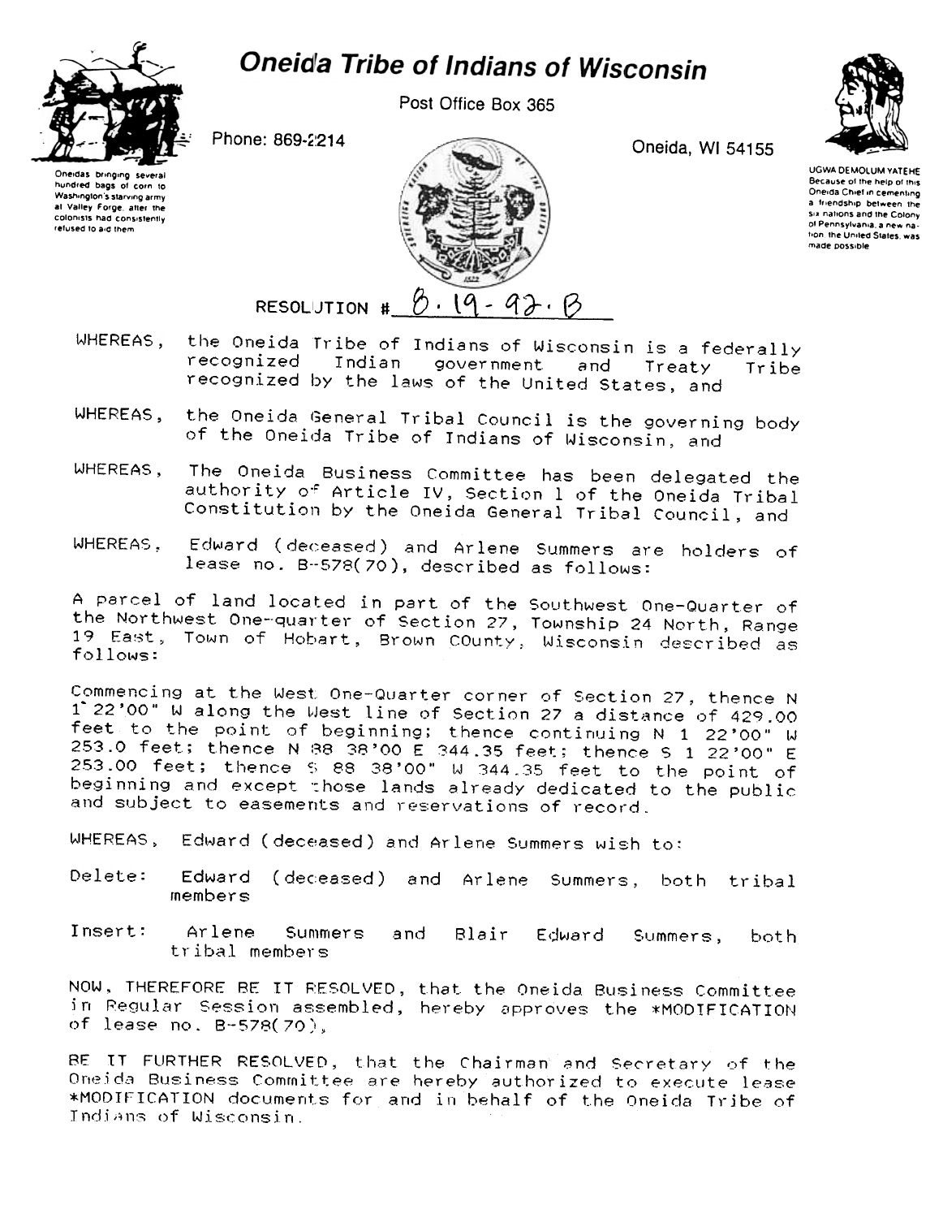# Oneida Tribe of Indians of Wisconsin

Post Office Box 365

Phone: 869-2214

Oneida, WI 54155

Oneidas bringing several hundred bags of corn to Washington's starving army at Valley Forge, after the colonists had consistently refused to aid them

UGWA DEMOLUM YATEHE
Because of the help of this Oneida Chief in cementing a friendship between the six nations and the Colony of Pennsylvania, a new nation, the United States, was made possible

RESOLUTION # 8-19-92-B

WHEREAS, the Oneida Tribe of Indians of Wisconsin is a federally recognized Indian government and Treaty Tribe recognized by the laws of the United States, and

WHEREAS, the Oneida General Tribal Council is the governing body of the Oneida Tribe of Indians of Wisconsin, and

WHEREAS, The Oneida Business Committee has been delegated the authority of Article IV, Section 1 of the Oneida Tribal Constitution by the Oneida General Tribal Council, and

WHEREAS, Edward (deceased) and Arlene Summers are holders of lease no. B-578(70), described as follows:

A parcel of land located in part of the Southwest One-Quarter of the Northwest One-quarter of Section 27, Township 24 North, Range 19 East, Town of Hobart, Brown COunty, Wisconsin described as follows:

Commencing at the West One-Quarter corner of Section 27, thence N 1°22'00" W along the West line of Section 27 a distance of 429.00 feet to the point of beginning; thence continuing N 1 22'00" W 253.0 feet; thence N 88 38'00 E 344.35 feet; thence S 1 22'00" E 253.00 feet; thence S 88 38'00" W 344.35 feet to the point of beginning and except those lands already dedicated to the public and subject to easements and reservations of record.

WHEREAS, Edward (deceased) and Arlene Summers wish to:

Delete: Edward (deceased) and Arlene Summers, both tribal members

Insert: Arlene Summers and Blair Edward Summers, both tribal members

NOW, THEREFORE BE IT RESOLVED, that the Oneida Business Committee in Regular Session assembled, hereby approves the *MODIFICATION of lease no. B-578(70),

BE IT FURTHER RESOLVED, that the Chairman and Secretary of the Oneida Business Committee are hereby authorized to execute lease *MODIFICATION documents for and in behalf of the Oneida Tribe of Indians of Wisconsin.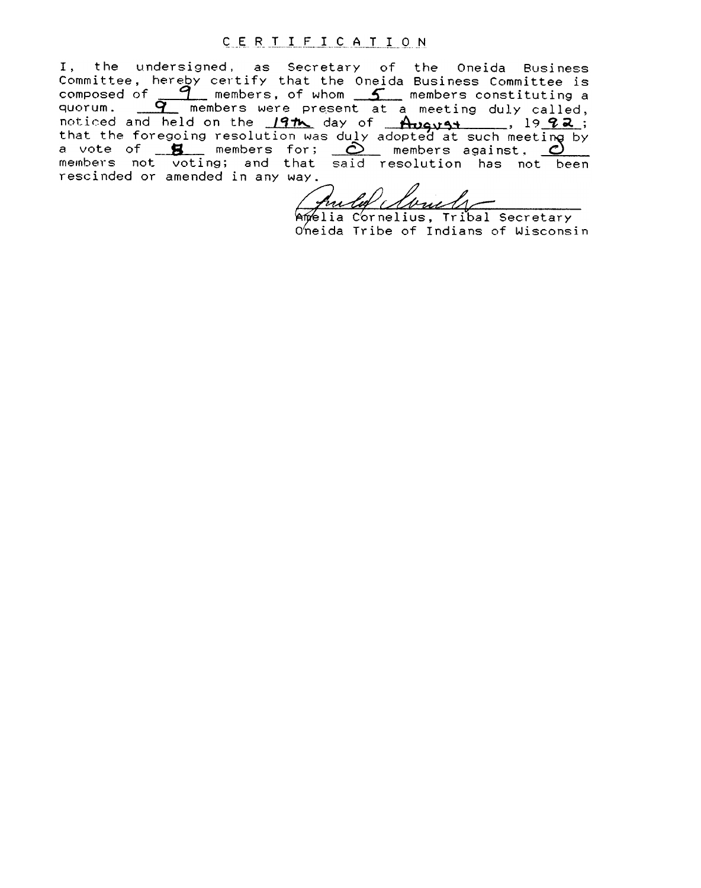# CERTIFICATION

I, the undersigned, as Secretary of the Oneida Business Committee, hereby certify that the Oneida Business Committee is composed of 9 members, of whom 5 members constituting a quorum. 9 members were present at a meeting duly called, noticed and held on the 19th day of August, 1992; that the foregoing resolution was duly adopted at such meeting by a vote of 8 members for; 0 members against. 0 members not voting; and that said resolution has not been rescinded or amended in any way.

Amelia Cornelius, Tribal Secretary
Oneida Tribe of Indians of Wisconsin